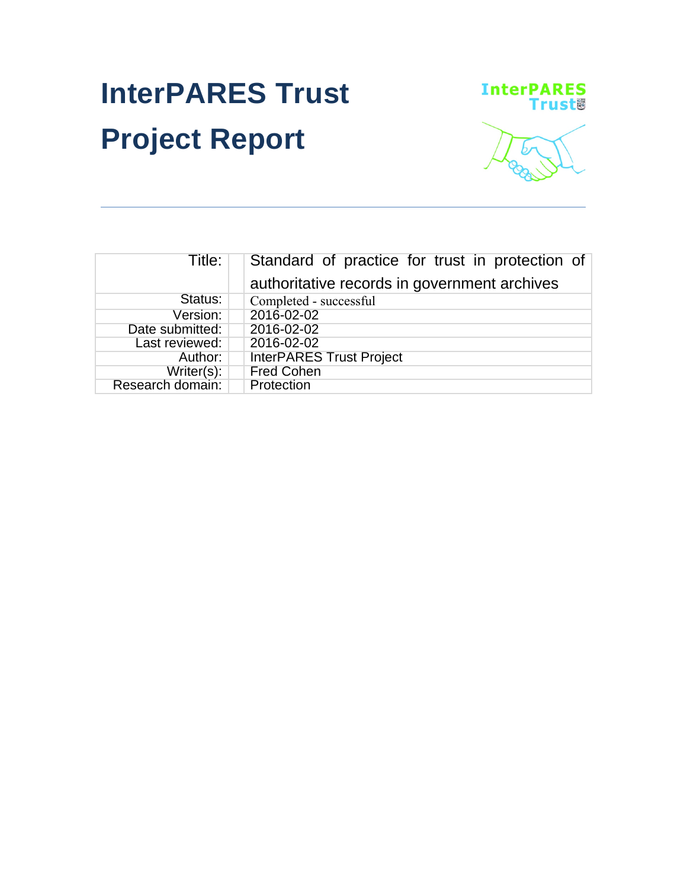# InterPARES Trust Project Report

| | |
|---|---|
| Title: | Standard of practice for trust in protection of authoritative records in government archives |
| Status: | Completed - successful |
| Version: | 2016-02-02 |
| Date submitted: | 2016-02-02 |
| Last reviewed: | 2016-02-02 |
| Author: | InterPARES Trust Project |
| Writer(s): | Fred Cohen |
| Research domain: | Protection |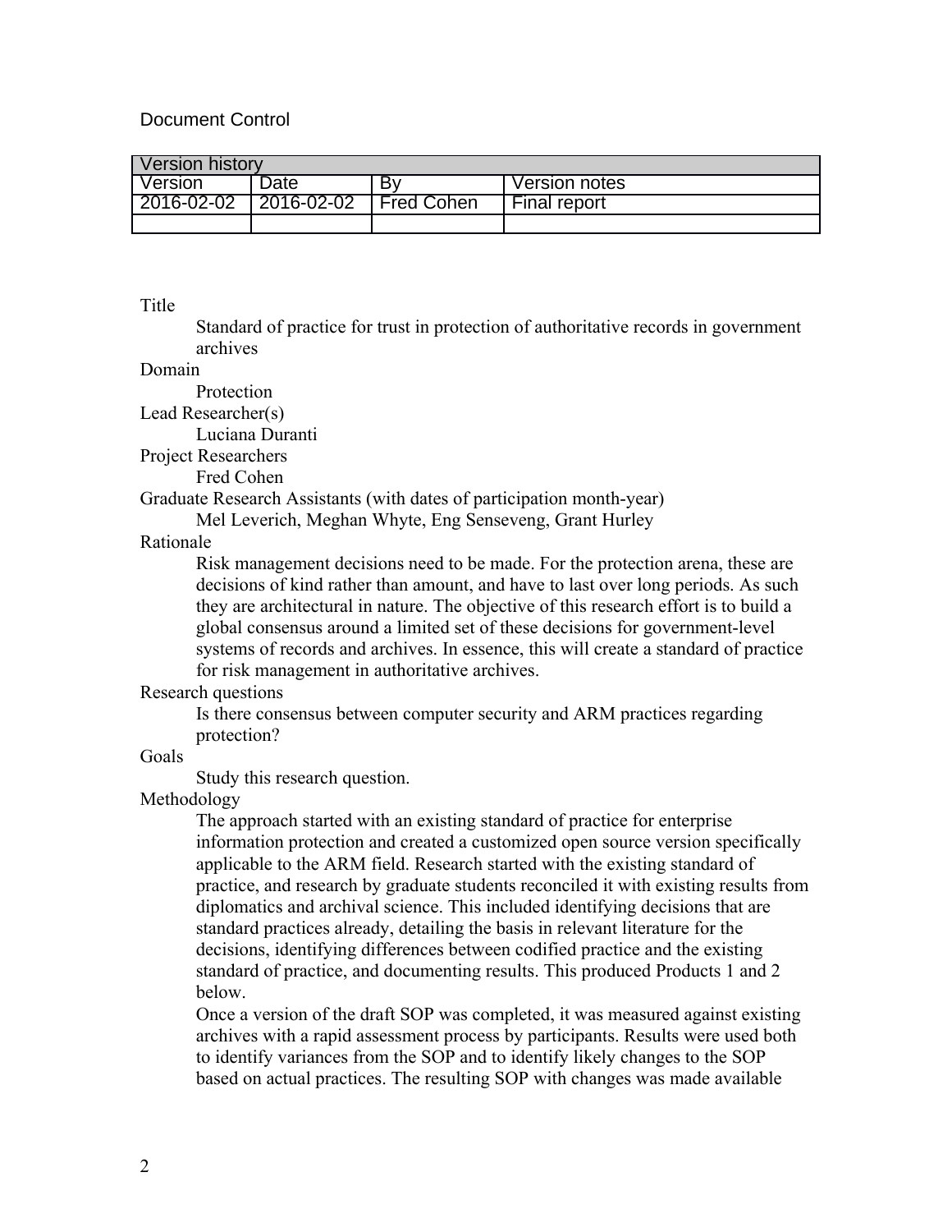Document Control

| Version history | | | |
|---|---|---|---|
| Version | Date | By | Version notes |
| 2016-02-02 | 2016-02-02 | Fred Cohen | Final report |
| | | | |

Title

Standard of practice for trust in protection of authoritative records in government archives

Domain

Protection

Lead Researcher(s)

Luciana Duranti

Project Researchers

Fred Cohen

Graduate Research Assistants (with dates of participation month-year)

Mel Leverich, Meghan Whyte, Eng Senseveng, Grant Hurley

Rationale

Risk management decisions need to be made. For the protection arena, these are decisions of kind rather than amount, and have to last over long periods. As such they are architectural in nature. The objective of this research effort is to build a global consensus around a limited set of these decisions for government-level systems of records and archives. In essence, this will create a standard of practice for risk management in authoritative archives.

Research questions

Is there consensus between computer security and ARM practices regarding protection?

Goals

Study this research question.

Methodology

The approach started with an existing standard of practice for enterprise information protection and created a customized open source version specifically applicable to the ARM field. Research started with the existing standard of practice, and research by graduate students reconciled it with existing results from diplomatics and archival science. This included identifying decisions that are standard practices already, detailing the basis in relevant literature for the decisions, identifying differences between codified practice and the existing standard of practice, and documenting results. This produced Products 1 and 2 below.

Once a version of the draft SOP was completed, it was measured against existing archives with a rapid assessment process by participants. Results were used both to identify variances from the SOP and to identify likely changes to the SOP based on actual practices. The resulting SOP with changes was made available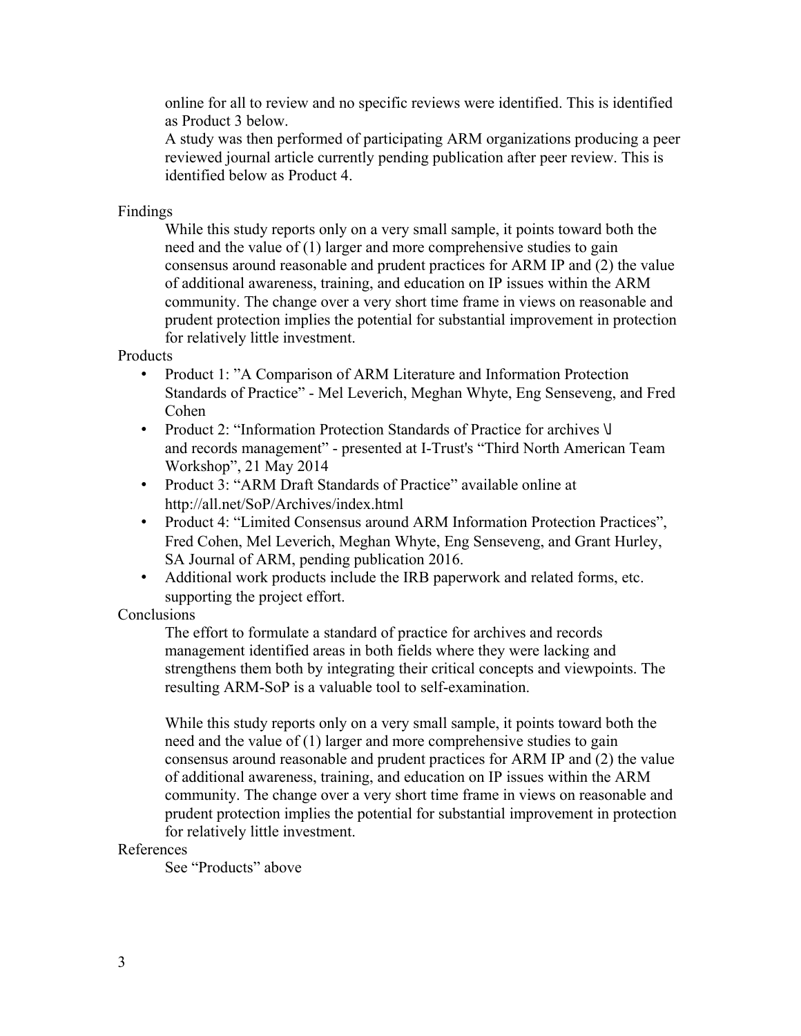online for all to review and no specific reviews were identified. This is identified as Product 3 below.

A study was then performed of participating ARM organizations producing a peer reviewed journal article currently pending publication after peer review. This is identified below as Product 4.

## Findings

While this study reports only on a very small sample, it points toward both the need and the value of (1) larger and more comprehensive studies to gain consensus around reasonable and prudent practices for ARM IP and (2) the value of additional awareness, training, and education on IP issues within the ARM community. The change over a very short time frame in views on reasonable and prudent protection implies the potential for substantial improvement in protection for relatively little investment.

## Products

- Product 1: "A Comparison of ARM Literature and Information Protection Standards of Practice" - Mel Leverich, Meghan Whyte, Eng Senseveng, and Fred Cohen
- Product 2: "Information Protection Standards of Practice for archives \J and records management" - presented at I-Trust's "Third North American Team Workshop", 21 May 2014
- Product 3: "ARM Draft Standards of Practice" available online at http://all.net/SoP/Archives/index.html
- Product 4: "Limited Consensus around ARM Information Protection Practices", Fred Cohen, Mel Leverich, Meghan Whyte, Eng Senseveng, and Grant Hurley, SA Journal of ARM, pending publication 2016.
- Additional work products include the IRB paperwork and related forms, etc. supporting the project effort.

## Conclusions

The effort to formulate a standard of practice for archives and records management identified areas in both fields where they were lacking and strengthens them both by integrating their critical concepts and viewpoints. The resulting ARM-SoP is a valuable tool to self-examination.

While this study reports only on a very small sample, it points toward both the need and the value of (1) larger and more comprehensive studies to gain consensus around reasonable and prudent practices for ARM IP and (2) the value of additional awareness, training, and education on IP issues within the ARM community. The change over a very short time frame in views on reasonable and prudent protection implies the potential for substantial improvement in protection for relatively little investment.

## References

See "Products" above